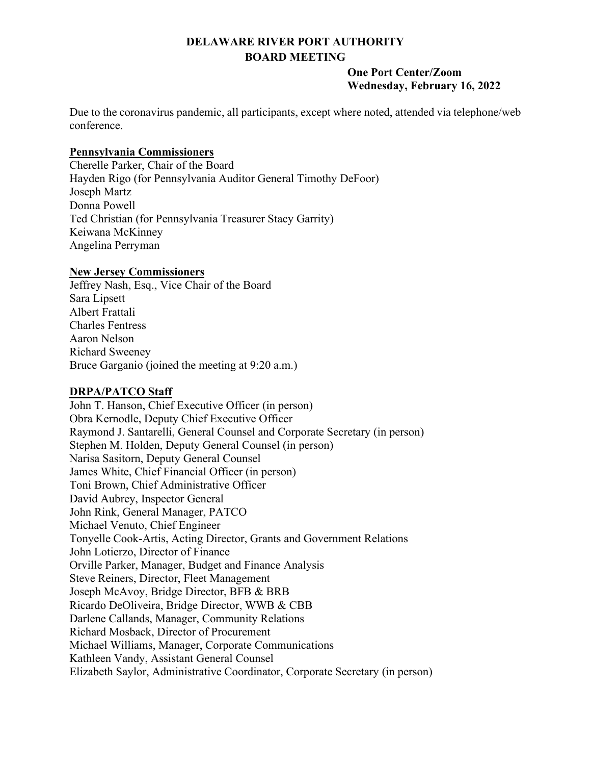# DELAWARE RIVER PORT AUTHORITY
## BOARD MEETING

**One Port Center/Zoom**
**Wednesday, February 16, 2022**

Due to the coronavirus pandemic, all participants, except where noted, attended via telephone/web conference.

**Pennsylvania Commissioners**

Cherelle Parker, Chair of the Board
Hayden Rigo (for Pennsylvania Auditor General Timothy DeFoor)
Joseph Martz
Donna Powell
Ted Christian (for Pennsylvania Treasurer Stacy Garrity)
Keiwana McKinney
Angelina Perryman

**New Jersey Commissioners**

Jeffrey Nash, Esq., Vice Chair of the Board
Sara Lipsett
Albert Frattali
Charles Fentress
Aaron Nelson
Richard Sweeney
Bruce Garganio (joined the meeting at 9:20 a.m.)

**DRPA/PATCO Staff**

John T. Hanson, Chief Executive Officer (in person)
Obra Kernodle, Deputy Chief Executive Officer
Raymond J. Santarelli, General Counsel and Corporate Secretary (in person)
Stephen M. Holden, Deputy General Counsel (in person)
Narisa Sasitorn, Deputy General Counsel
James White, Chief Financial Officer (in person)
Toni Brown, Chief Administrative Officer
David Aubrey, Inspector General
John Rink, General Manager, PATCO
Michael Venuto, Chief Engineer
Tonyelle Cook-Artis, Acting Director, Grants and Government Relations
John Lotierzo, Director of Finance
Orville Parker, Manager, Budget and Finance Analysis
Steve Reiners, Director, Fleet Management
Joseph McAvoy, Bridge Director, BFB & BRB
Ricardo DeOliveira, Bridge Director, WWB & CBB
Darlene Callands, Manager, Community Relations
Richard Mosback, Director of Procurement
Michael Williams, Manager, Corporate Communications
Kathleen Vandy, Assistant General Counsel
Elizabeth Saylor, Administrative Coordinator, Corporate Secretary (in person)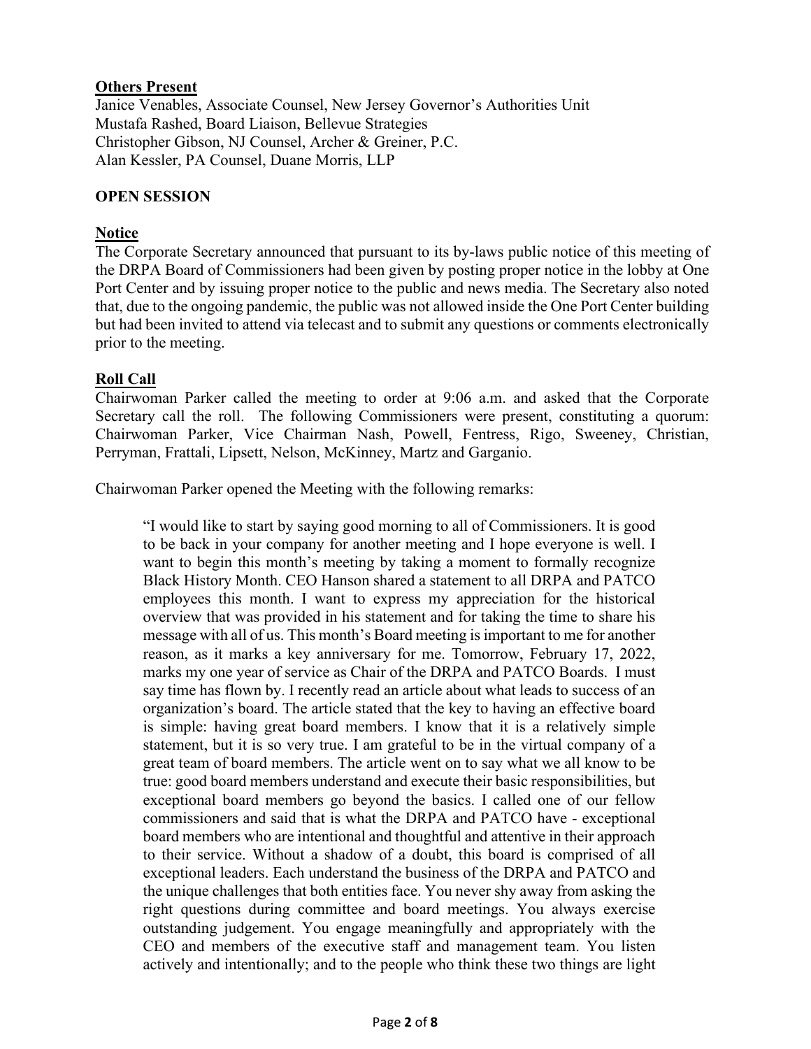**Others Present**

Janice Venables, Associate Counsel, New Jersey Governor's Authorities Unit
Mustafa Rashed, Board Liaison, Bellevue Strategies
Christopher Gibson, NJ Counsel, Archer & Greiner, P.C.
Alan Kessler, PA Counsel, Duane Morris, LLP

**OPEN SESSION**

**Notice**

The Corporate Secretary announced that pursuant to its by-laws public notice of this meeting of the DRPA Board of Commissioners had been given by posting proper notice in the lobby at One Port Center and by issuing proper notice to the public and news media. The Secretary also noted that, due to the ongoing pandemic, the public was not allowed inside the One Port Center building but had been invited to attend via telecast and to submit any questions or comments electronically prior to the meeting.

**Roll Call**

Chairwoman Parker called the meeting to order at 9:06 a.m. and asked that the Corporate Secretary call the roll. The following Commissioners were present, constituting a quorum: Chairwoman Parker, Vice Chairman Nash, Powell, Fentress, Rigo, Sweeney, Christian, Perryman, Frattali, Lipsett, Nelson, McKinney, Martz and Garganio.

Chairwoman Parker opened the Meeting with the following remarks:

> "I would like to start by saying good morning to all of Commissioners. It is good to be back in your company for another meeting and I hope everyone is well. I want to begin this month's meeting by taking a moment to formally recognize Black History Month. CEO Hanson shared a statement to all DRPA and PATCO employees this month. I want to express my appreciation for the historical overview that was provided in his statement and for taking the time to share his message with all of us. This month's Board meeting is important to me for another reason, as it marks a key anniversary for me. Tomorrow, February 17, 2022, marks my one year of service as Chair of the DRPA and PATCO Boards. I must say time has flown by. I recently read an article about what leads to success of an organization's board. The article stated that the key to having an effective board is simple: having great board members. I know that it is a relatively simple statement, but it is so very true. I am grateful to be in the virtual company of a great team of board members. The article went on to say what we all know to be true: good board members understand and execute their basic responsibilities, but exceptional board members go beyond the basics. I called one of our fellow commissioners and said that is what the DRPA and PATCO have - exceptional board members who are intentional and thoughtful and attentive in their approach to their service. Without a shadow of a doubt, this board is comprised of all exceptional leaders. Each understand the business of the DRPA and PATCO and the unique challenges that both entities face. You never shy away from asking the right questions during committee and board meetings. You always exercise outstanding judgement. You engage meaningfully and appropriately with the CEO and members of the executive staff and management team. You listen actively and intentionally; and to the people who think these two things are light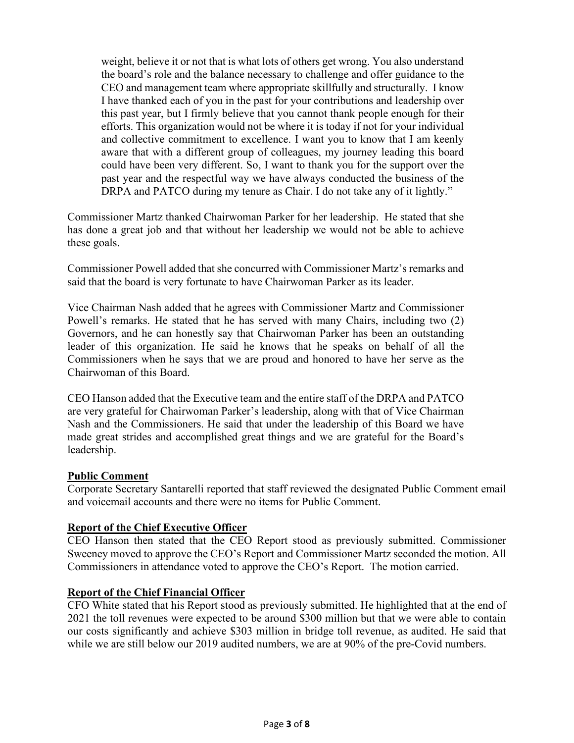> weight, believe it or not that is what lots of others get wrong. You also understand the board's role and the balance necessary to challenge and offer guidance to the CEO and management team where appropriate skillfully and structurally. I know I have thanked each of you in the past for your contributions and leadership over this past year, but I firmly believe that you cannot thank people enough for their efforts. This organization would not be where it is today if not for your individual and collective commitment to excellence. I want you to know that I am keenly aware that with a different group of colleagues, my journey leading this board could have been very different. So, I want to thank you for the support over the past year and the respectful way we have always conducted the business of the DRPA and PATCO during my tenure as Chair. I do not take any of it lightly."

Commissioner Martz thanked Chairwoman Parker for her leadership. He stated that she has done a great job and that without her leadership we would not be able to achieve these goals.

Commissioner Powell added that she concurred with Commissioner Martz's remarks and said that the board is very fortunate to have Chairwoman Parker as its leader.

Vice Chairman Nash added that he agrees with Commissioner Martz and Commissioner Powell's remarks. He stated that he has served with many Chairs, including two (2) Governors, and he can honestly say that Chairwoman Parker has been an outstanding leader of this organization. He said he knows that he speaks on behalf of all the Commissioners when he says that we are proud and honored to have her serve as the Chairwoman of this Board.

CEO Hanson added that the Executive team and the entire staff of the DRPA and PATCO are very grateful for Chairwoman Parker's leadership, along with that of Vice Chairman Nash and the Commissioners. He said that under the leadership of this Board we have made great strides and accomplished great things and we are grateful for the Board's leadership.

**Public Comment**

Corporate Secretary Santarelli reported that staff reviewed the designated Public Comment email and voicemail accounts and there were no items for Public Comment.

**Report of the Chief Executive Officer**

CEO Hanson then stated that the CEO Report stood as previously submitted. Commissioner Sweeney moved to approve the CEO's Report and Commissioner Martz seconded the motion. All Commissioners in attendance voted to approve the CEO's Report. The motion carried.

**Report of the Chief Financial Officer**

CFO White stated that his Report stood as previously submitted. He highlighted that at the end of 2021 the toll revenues were expected to be around $300 million but that we were able to contain our costs significantly and achieve $303 million in bridge toll revenue, as audited. He said that while we are still below our 2019 audited numbers, we are at 90% of the pre-Covid numbers.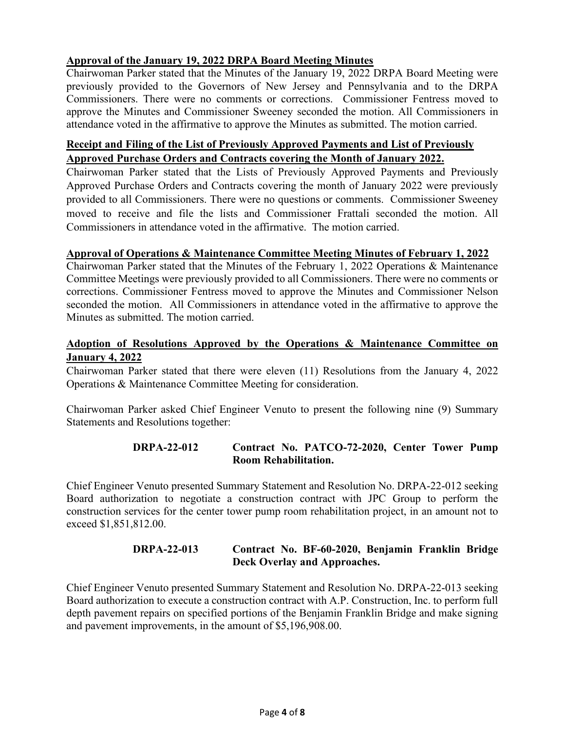**Approval of the January 19, 2022 DRPA Board Meeting Minutes**

Chairwoman Parker stated that the Minutes of the January 19, 2022 DRPA Board Meeting were previously provided to the Governors of New Jersey and Pennsylvania and to the DRPA Commissioners. There were no comments or corrections. Commissioner Fentress moved to approve the Minutes and Commissioner Sweeney seconded the motion. All Commissioners in attendance voted in the affirmative to approve the Minutes as submitted. The motion carried.

**Receipt and Filing of the List of Previously Approved Payments and List of Previously Approved Purchase Orders and Contracts covering the Month of January 2022.**

Chairwoman Parker stated that the Lists of Previously Approved Payments and Previously Approved Purchase Orders and Contracts covering the month of January 2022 were previously provided to all Commissioners. There were no questions or comments. Commissioner Sweeney moved to receive and file the lists and Commissioner Frattali seconded the motion. All Commissioners in attendance voted in the affirmative. The motion carried.

**Approval of Operations & Maintenance Committee Meeting Minutes of February 1, 2022**

Chairwoman Parker stated that the Minutes of the February 1, 2022 Operations & Maintenance Committee Meetings were previously provided to all Commissioners. There were no comments or corrections. Commissioner Fentress moved to approve the Minutes and Commissioner Nelson seconded the motion. All Commissioners in attendance voted in the affirmative to approve the Minutes as submitted. The motion carried.

**Adoption of Resolutions Approved by the Operations & Maintenance Committee on January 4, 2022**

Chairwoman Parker stated that there were eleven (11) Resolutions from the January 4, 2022 Operations & Maintenance Committee Meeting for consideration.

Chairwoman Parker asked Chief Engineer Venuto to present the following nine (9) Summary Statements and Resolutions together:

**DRPA-22-012 Contract No. PATCO-72-2020, Center Tower Pump Room Rehabilitation.**

Chief Engineer Venuto presented Summary Statement and Resolution No. DRPA-22-012 seeking Board authorization to negotiate a construction contract with JPC Group to perform the construction services for the center tower pump room rehabilitation project, in an amount not to exceed $1,851,812.00.

**DRPA-22-013 Contract No. BF-60-2020, Benjamin Franklin Bridge Deck Overlay and Approaches.**

Chief Engineer Venuto presented Summary Statement and Resolution No. DRPA-22-013 seeking Board authorization to execute a construction contract with A.P. Construction, Inc. to perform full depth pavement repairs on specified portions of the Benjamin Franklin Bridge and make signing and pavement improvements, in the amount of $5,196,908.00.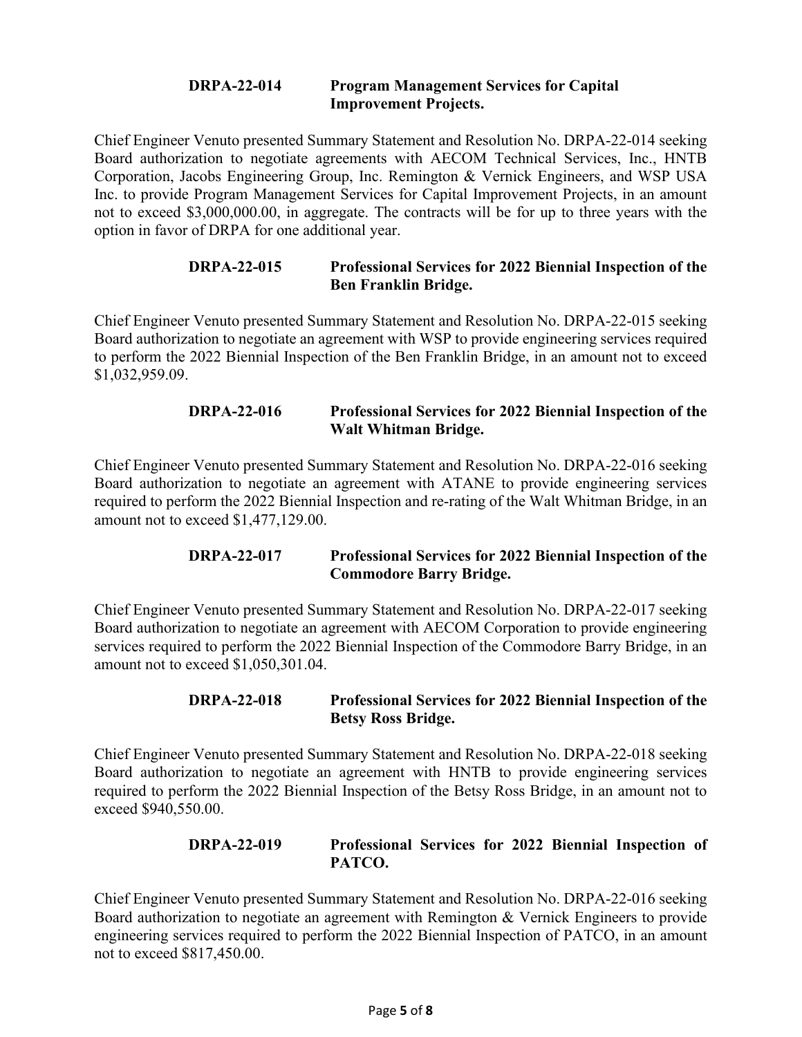**DRPA-22-014 Program Management Services for Capital Improvement Projects.**

Chief Engineer Venuto presented Summary Statement and Resolution No. DRPA-22-014 seeking Board authorization to negotiate agreements with AECOM Technical Services, Inc., HNTB Corporation, Jacobs Engineering Group, Inc. Remington & Vernick Engineers, and WSP USA Inc. to provide Program Management Services for Capital Improvement Projects, in an amount not to exceed $3,000,000.00, in aggregate. The contracts will be for up to three years with the option in favor of DRPA for one additional year.

**DRPA-22-015 Professional Services for 2022 Biennial Inspection of the Ben Franklin Bridge.**

Chief Engineer Venuto presented Summary Statement and Resolution No. DRPA-22-015 seeking Board authorization to negotiate an agreement with WSP to provide engineering services required to perform the 2022 Biennial Inspection of the Ben Franklin Bridge, in an amount not to exceed $1,032,959.09.

**DRPA-22-016 Professional Services for 2022 Biennial Inspection of the Walt Whitman Bridge.**

Chief Engineer Venuto presented Summary Statement and Resolution No. DRPA-22-016 seeking Board authorization to negotiate an agreement with ATANE to provide engineering services required to perform the 2022 Biennial Inspection and re-rating of the Walt Whitman Bridge, in an amount not to exceed $1,477,129.00.

**DRPA-22-017 Professional Services for 2022 Biennial Inspection of the Commodore Barry Bridge.**

Chief Engineer Venuto presented Summary Statement and Resolution No. DRPA-22-017 seeking Board authorization to negotiate an agreement with AECOM Corporation to provide engineering services required to perform the 2022 Biennial Inspection of the Commodore Barry Bridge, in an amount not to exceed $1,050,301.04.

**DRPA-22-018 Professional Services for 2022 Biennial Inspection of the Betsy Ross Bridge.**

Chief Engineer Venuto presented Summary Statement and Resolution No. DRPA-22-018 seeking Board authorization to negotiate an agreement with HNTB to provide engineering services required to perform the 2022 Biennial Inspection of the Betsy Ross Bridge, in an amount not to exceed $940,550.00.

**DRPA-22-019 Professional Services for 2022 Biennial Inspection of PATCO.**

Chief Engineer Venuto presented Summary Statement and Resolution No. DRPA-22-016 seeking Board authorization to negotiate an agreement with Remington & Vernick Engineers to provide engineering services required to perform the 2022 Biennial Inspection of PATCO, in an amount not to exceed $817,450.00.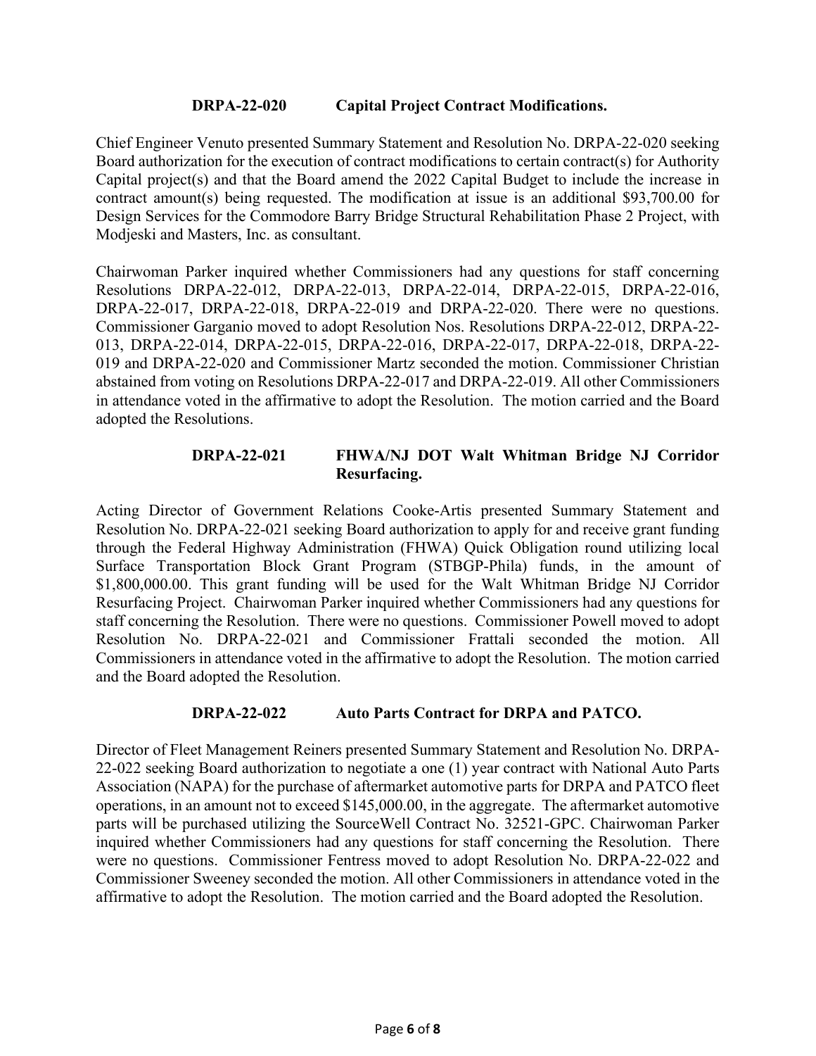**DRPA-22-020 Capital Project Contract Modifications.**

Chief Engineer Venuto presented Summary Statement and Resolution No. DRPA-22-020 seeking Board authorization for the execution of contract modifications to certain contract(s) for Authority Capital project(s) and that the Board amend the 2022 Capital Budget to include the increase in contract amount(s) being requested. The modification at issue is an additional $93,700.00 for Design Services for the Commodore Barry Bridge Structural Rehabilitation Phase 2 Project, with Modjeski and Masters, Inc. as consultant.

Chairwoman Parker inquired whether Commissioners had any questions for staff concerning Resolutions DRPA-22-012, DRPA-22-013, DRPA-22-014, DRPA-22-015, DRPA-22-016, DRPA-22-017, DRPA-22-018, DRPA-22-019 and DRPA-22-020. There were no questions. Commissioner Garganio moved to adopt Resolution Nos. Resolutions DRPA-22-012, DRPA-22-013, DRPA-22-014, DRPA-22-015, DRPA-22-016, DRPA-22-017, DRPA-22-018, DRPA-22-019 and DRPA-22-020 and Commissioner Martz seconded the motion. Commissioner Christian abstained from voting on Resolutions DRPA-22-017 and DRPA-22-019. All other Commissioners in attendance voted in the affirmative to adopt the Resolution. The motion carried and the Board adopted the Resolutions.

**DRPA-22-021 FHWA/NJ DOT Walt Whitman Bridge NJ Corridor Resurfacing.**

Acting Director of Government Relations Cooke-Artis presented Summary Statement and Resolution No. DRPA-22-021 seeking Board authorization to apply for and receive grant funding through the Federal Highway Administration (FHWA) Quick Obligation round utilizing local Surface Transportation Block Grant Program (STBGP-Phila) funds, in the amount of $1,800,000.00. This grant funding will be used for the Walt Whitman Bridge NJ Corridor Resurfacing Project. Chairwoman Parker inquired whether Commissioners had any questions for staff concerning the Resolution. There were no questions. Commissioner Powell moved to adopt Resolution No. DRPA-22-021 and Commissioner Frattali seconded the motion. All Commissioners in attendance voted in the affirmative to adopt the Resolution. The motion carried and the Board adopted the Resolution.

**DRPA-22-022 Auto Parts Contract for DRPA and PATCO.**

Director of Fleet Management Reiners presented Summary Statement and Resolution No. DRPA-22-022 seeking Board authorization to negotiate a one (1) year contract with National Auto Parts Association (NAPA) for the purchase of aftermarket automotive parts for DRPA and PATCO fleet operations, in an amount not to exceed $145,000.00, in the aggregate. The aftermarket automotive parts will be purchased utilizing the SourceWell Contract No. 32521-GPC. Chairwoman Parker inquired whether Commissioners had any questions for staff concerning the Resolution. There were no questions. Commissioner Fentress moved to adopt Resolution No. DRPA-22-022 and Commissioner Sweeney seconded the motion. All other Commissioners in attendance voted in the affirmative to adopt the Resolution. The motion carried and the Board adopted the Resolution.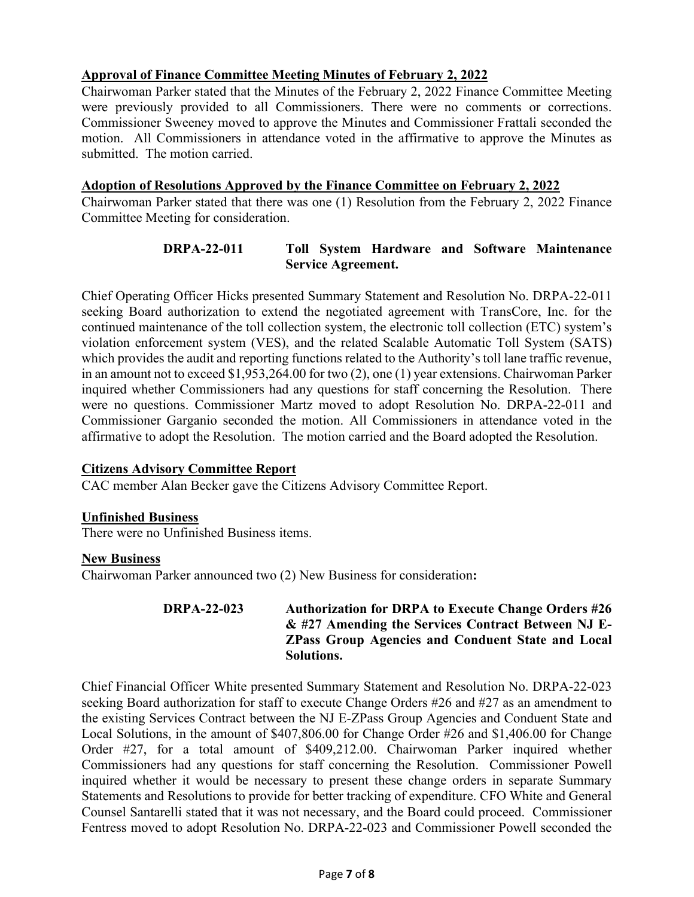**Approval of Finance Committee Meeting Minutes of February 2, 2022**

Chairwoman Parker stated that the Minutes of the February 2, 2022 Finance Committee Meeting were previously provided to all Commissioners. There were no comments or corrections. Commissioner Sweeney moved to approve the Minutes and Commissioner Frattali seconded the motion. All Commissioners in attendance voted in the affirmative to approve the Minutes as submitted. The motion carried.

**Adoption of Resolutions Approved by the Finance Committee on February 2, 2022**

Chairwoman Parker stated that there was one (1) Resolution from the February 2, 2022 Finance Committee Meeting for consideration.

**DRPA-22-011 Toll System Hardware and Software Maintenance Service Agreement.**

Chief Operating Officer Hicks presented Summary Statement and Resolution No. DRPA-22-011 seeking Board authorization to extend the negotiated agreement with TransCore, Inc. for the continued maintenance of the toll collection system, the electronic toll collection (ETC) system's violation enforcement system (VES), and the related Scalable Automatic Toll System (SATS) which provides the audit and reporting functions related to the Authority's toll lane traffic revenue, in an amount not to exceed $1,953,264.00 for two (2), one (1) year extensions. Chairwoman Parker inquired whether Commissioners had any questions for staff concerning the Resolution. There were no questions. Commissioner Martz moved to adopt Resolution No. DRPA-22-011 and Commissioner Garganio seconded the motion. All Commissioners in attendance voted in the affirmative to adopt the Resolution. The motion carried and the Board adopted the Resolution.

**Citizens Advisory Committee Report**

CAC member Alan Becker gave the Citizens Advisory Committee Report.

**Unfinished Business**

There were no Unfinished Business items.

**New Business**

Chairwoman Parker announced two (2) New Business for consideration**:**

**DRPA-22-023 Authorization for DRPA to Execute Change Orders #26 & #27 Amending the Services Contract Between NJ E-ZPass Group Agencies and Conduent State and Local Solutions.**

Chief Financial Officer White presented Summary Statement and Resolution No. DRPA-22-023 seeking Board authorization for staff to execute Change Orders #26 and #27 as an amendment to the existing Services Contract between the NJ E-ZPass Group Agencies and Conduent State and Local Solutions, in the amount of $407,806.00 for Change Order #26 and $1,406.00 for Change Order #27, for a total amount of $409,212.00. Chairwoman Parker inquired whether Commissioners had any questions for staff concerning the Resolution. Commissioner Powell inquired whether it would be necessary to present these change orders in separate Summary Statements and Resolutions to provide for better tracking of expenditure. CFO White and General Counsel Santarelli stated that it was not necessary, and the Board could proceed. Commissioner Fentress moved to adopt Resolution No. DRPA-22-023 and Commissioner Powell seconded the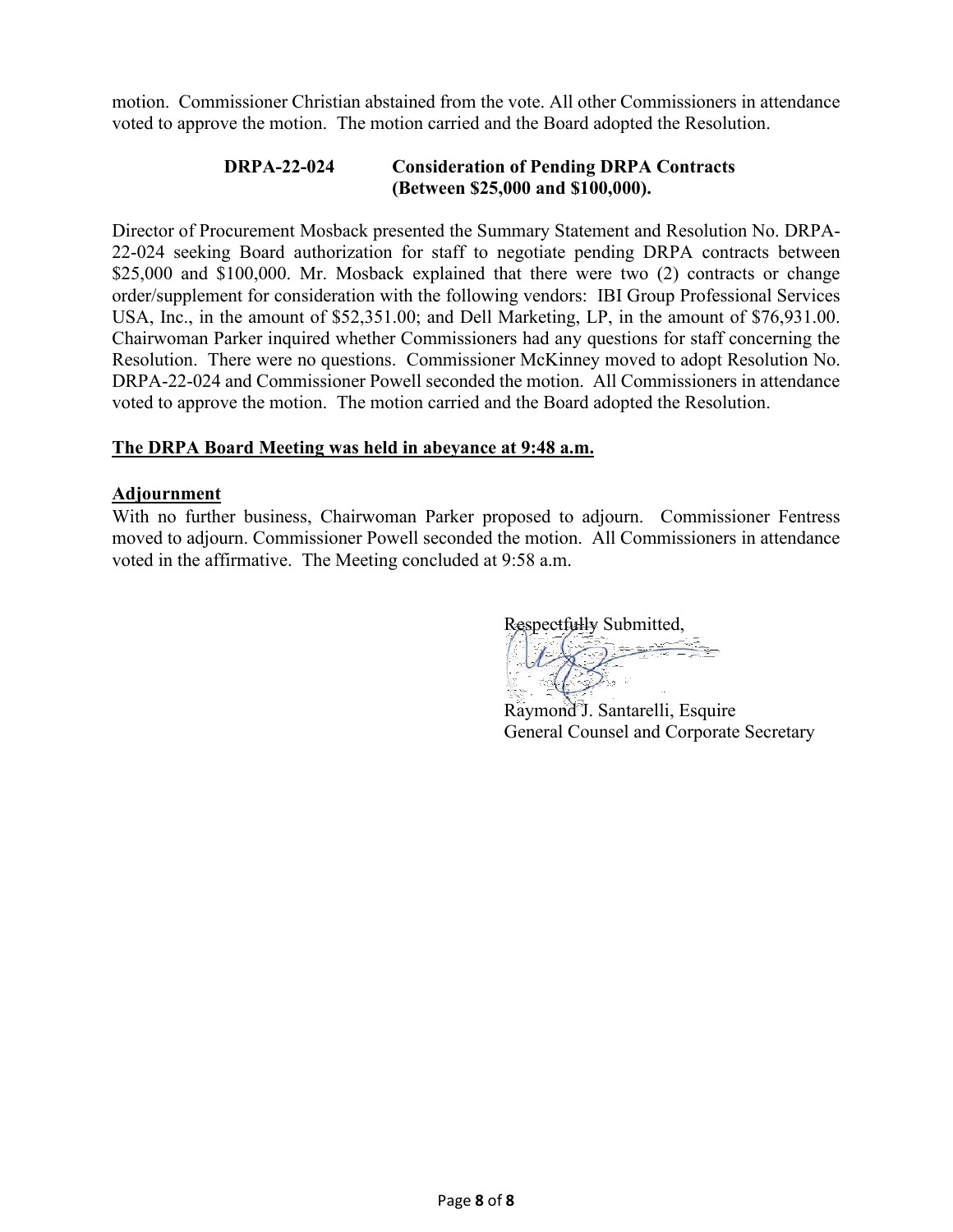motion. Commissioner Christian abstained from the vote. All other Commissioners in attendance voted to approve the motion. The motion carried and the Board adopted the Resolution.

**DRPA-22-024 Consideration of Pending DRPA Contracts (Between $25,000 and $100,000).**

Director of Procurement Mosback presented the Summary Statement and Resolution No. DRPA-22-024 seeking Board authorization for staff to negotiate pending DRPA contracts between $25,000 and $100,000. Mr. Mosback explained that there were two (2) contracts or change order/supplement for consideration with the following vendors: IBI Group Professional Services USA, Inc., in the amount of $52,351.00; and Dell Marketing, LP, in the amount of $76,931.00. Chairwoman Parker inquired whether Commissioners had any questions for staff concerning the Resolution. There were no questions. Commissioner McKinney moved to adopt Resolution No. DRPA-22-024 and Commissioner Powell seconded the motion. All Commissioners in attendance voted to approve the motion. The motion carried and the Board adopted the Resolution.

**The DRPA Board Meeting was held in abeyance at 9:48 a.m.**

**Adjournment**

With no further business, Chairwoman Parker proposed to adjourn. Commissioner Fentress moved to adjourn. Commissioner Powell seconded the motion. All Commissioners in attendance voted in the affirmative. The Meeting concluded at 9:58 a.m.

Respectfully Submitted,

Raymond J. Santarelli, Esquire
General Counsel and Corporate Secretary